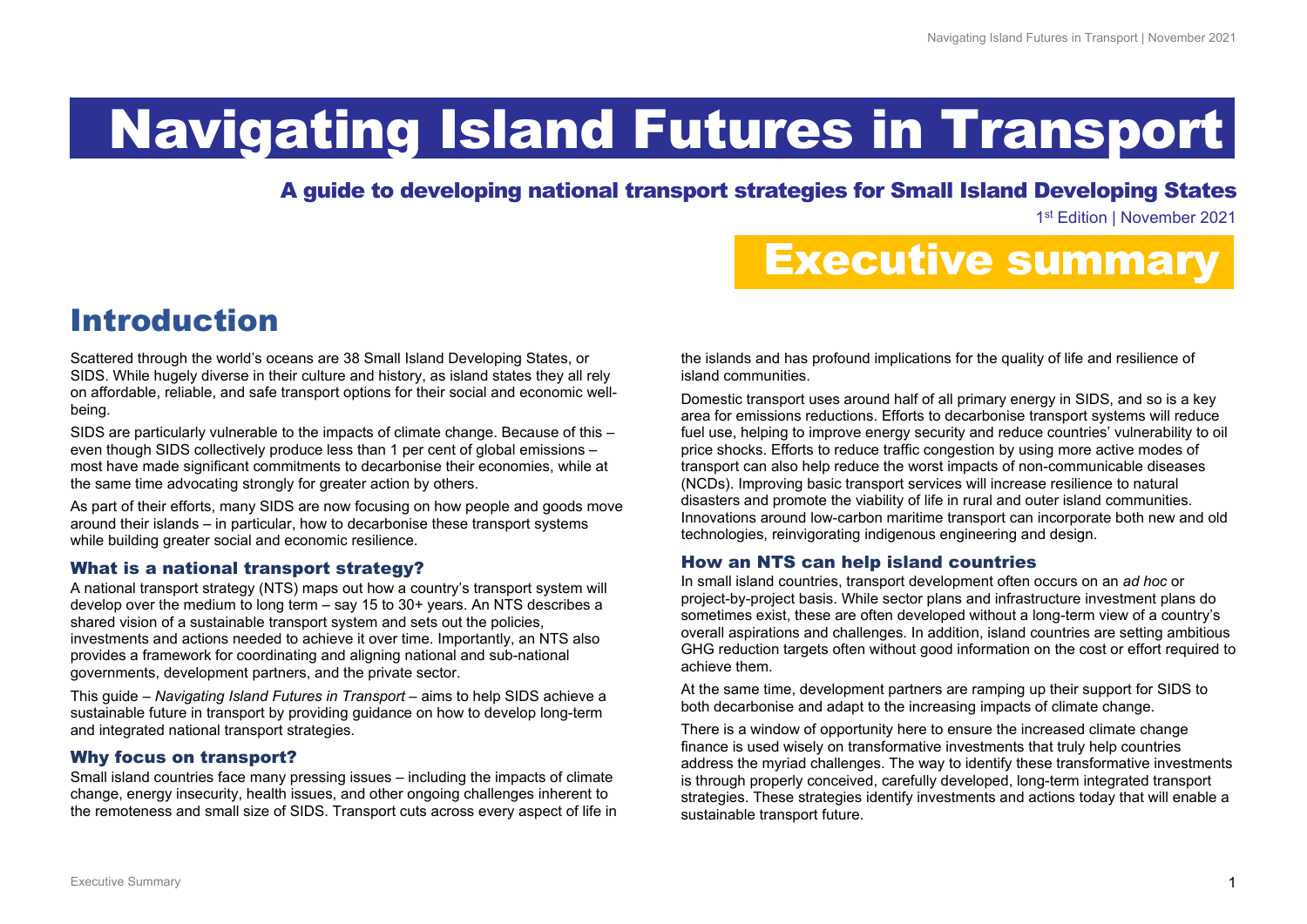# Navigating Island Futures in Transport

## A guide to developing national transport strategies for Small Island Developing States

1st Edition | November 2021

# Executive summary

## Introduction

Scattered through the world's oceans are 38 Small Island Developing States, or SIDS. While hugely diverse in their culture and history, as island states they all rely on affordable, reliable, and safe transport options for their social and economic well-being.

SIDS are particularly vulnerable to the impacts of climate change. Because of this – even though SIDS collectively produce less than 1 per cent of global emissions – most have made significant commitments to decarbonise their economies, while at the same time advocating strongly for greater action by others.

As part of their efforts, many SIDS are now focusing on how people and goods move around their islands – in particular, how to decarbonise these transport systems while building greater social and economic resilience.

### What is a national transport strategy?

A national transport strategy (NTS) maps out how a country's transport system will develop over the medium to long term – say 15 to 30+ years. An NTS describes a shared vision of a sustainable transport system and sets out the policies, investments and actions needed to achieve it over time. Importantly, an NTS also provides a framework for coordinating and aligning national and sub-national governments, development partners, and the private sector.

This guide – *Navigating Island Futures in Transport* – aims to help SIDS achieve a sustainable future in transport by providing guidance on how to develop long-term and integrated national transport strategies.

### Why focus on transport?

Small island countries face many pressing issues – including the impacts of climate change, energy insecurity, health issues, and other ongoing challenges inherent to the remoteness and small size of SIDS. Transport cuts across every aspect of life in the islands and has profound implications for the quality of life and resilience of island communities.

Domestic transport uses around half of all primary energy in SIDS, and so is a key area for emissions reductions. Efforts to decarbonise transport systems will reduce fuel use, helping to improve energy security and reduce countries' vulnerability to oil price shocks. Efforts to reduce traffic congestion by using more active modes of transport can also help reduce the worst impacts of non-communicable diseases (NCDs). Improving basic transport services will increase resilience to natural disasters and promote the viability of life in rural and outer island communities. Innovations around low-carbon maritime transport can incorporate both new and old technologies, reinvigorating indigenous engineering and design.

### How an NTS can help island countries

In small island countries, transport development often occurs on an *ad hoc* or project-by-project basis. While sector plans and infrastructure investment plans do sometimes exist, these are often developed without a long-term view of a country's overall aspirations and challenges. In addition, island countries are setting ambitious GHG reduction targets often without good information on the cost or effort required to achieve them.

At the same time, development partners are ramping up their support for SIDS to both decarbonise and adapt to the increasing impacts of climate change.

There is a window of opportunity here to ensure the increased climate change finance is used wisely on transformative investments that truly help countries address the myriad challenges. The way to identify these transformative investments is through properly conceived, carefully developed, long-term integrated transport strategies. These strategies identify investments and actions today that will enable a sustainable transport future.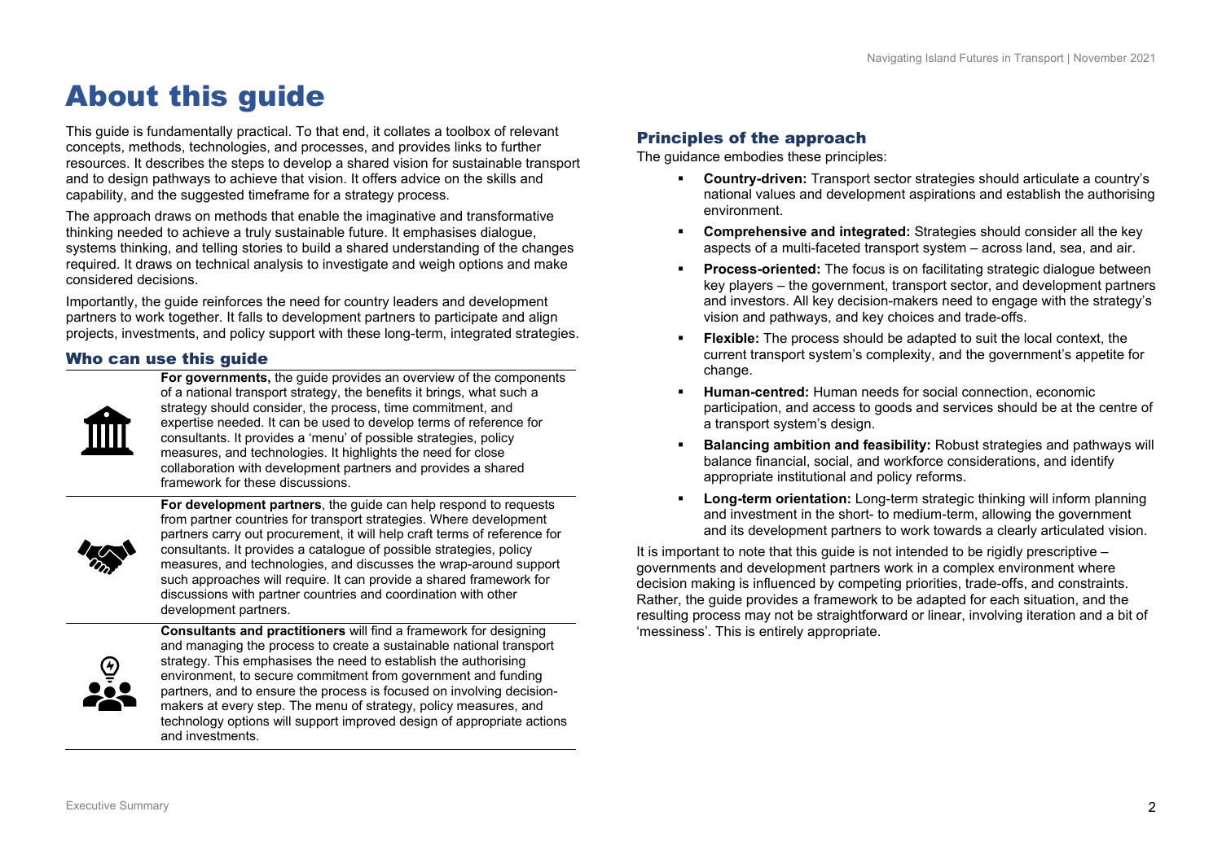# About this guide

This guide is fundamentally practical. To that end, it collates a toolbox of relevant concepts, methods, technologies, and processes, and provides links to further resources. It describes the steps to develop a shared vision for sustainable transport and to design pathways to achieve that vision. It offers advice on the skills and capability, and the suggested timeframe for a strategy process.

The approach draws on methods that enable the imaginative and transformative thinking needed to achieve a truly sustainable future. It emphasises dialogue, systems thinking, and telling stories to build a shared understanding of the changes required. It draws on technical analysis to investigate and weigh options and make considered decisions.

Importantly, the guide reinforces the need for country leaders and development partners to work together. It falls to development partners to participate and align projects, investments, and policy support with these long-term, integrated strategies.

## Who can use this guide

**For governments,** the guide provides an overview of the components of a national transport strategy, the benefits it brings, what such a strategy should consider, the process, time commitment, and expertise needed. It can be used to develop terms of reference for consultants. It provides a 'menu' of possible strategies, policy measures, and technologies. It highlights the need for close collaboration with development partners and provides a shared framework for these discussions.

**For development partners**, the guide can help respond to requests from partner countries for transport strategies. Where development partners carry out procurement, it will help craft terms of reference for consultants. It provides a catalogue of possible strategies, policy measures, and technologies, and discusses the wrap-around support such approaches will require. It can provide a shared framework for discussions with partner countries and coordination with other development partners.

**Consultants and practitioners** will find a framework for designing and managing the process to create a sustainable national transport strategy. This emphasises the need to establish the authorising environment, to secure commitment from government and funding partners, and to ensure the process is focused on involving decision-makers at every step. The menu of strategy, policy measures, and technology options will support improved design of appropriate actions and investments.

## Principles of the approach

The guidance embodies these principles:

- **Country-driven:** Transport sector strategies should articulate a country's national values and development aspirations and establish the authorising environment.
- **Comprehensive and integrated:** Strategies should consider all the key aspects of a multi-faceted transport system – across land, sea, and air.
- **Process-oriented:** The focus is on facilitating strategic dialogue between key players – the government, transport sector, and development partners and investors. All key decision-makers need to engage with the strategy's vision and pathways, and key choices and trade-offs.
- **Flexible:** The process should be adapted to suit the local context, the current transport system's complexity, and the government's appetite for change.
- **Human-centred:** Human needs for social connection, economic participation, and access to goods and services should be at the centre of a transport system's design.
- **Balancing ambition and feasibility:** Robust strategies and pathways will balance financial, social, and workforce considerations, and identify appropriate institutional and policy reforms.
- **Long-term orientation:** Long-term strategic thinking will inform planning and investment in the short- to medium-term, allowing the government and its development partners to work towards a clearly articulated vision.

It is important to note that this guide is not intended to be rigidly prescriptive – governments and development partners work in a complex environment where decision making is influenced by competing priorities, trade-offs, and constraints. Rather, the guide provides a framework to be adapted for each situation, and the resulting process may not be straightforward or linear, involving iteration and a bit of 'messiness'. This is entirely appropriate.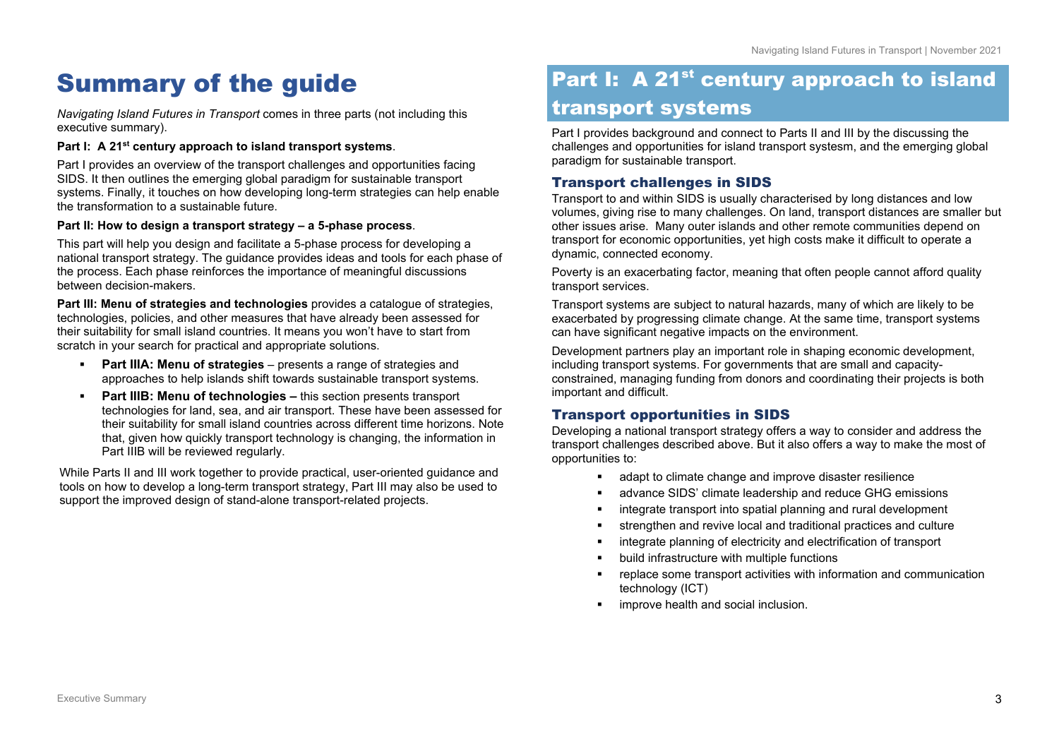# Summary of the guide

*Navigating Island Futures in Transport* comes in three parts (not including this executive summary).

**Part I: A 21st century approach to island transport systems**.

Part I provides an overview of the transport challenges and opportunities facing SIDS. It then outlines the emerging global paradigm for sustainable transport systems. Finally, it touches on how developing long-term strategies can help enable the transformation to a sustainable future.

**Part II: How to design a transport strategy – a 5-phase process**.

This part will help you design and facilitate a 5-phase process for developing a national transport strategy. The guidance provides ideas and tools for each phase of the process. Each phase reinforces the importance of meaningful discussions between decision-makers.

**Part III: Menu of strategies and technologies** provides a catalogue of strategies, technologies, policies, and other measures that have already been assessed for their suitability for small island countries. It means you won't have to start from scratch in your search for practical and appropriate solutions.

- **Part IIIA: Menu of strategies** – presents a range of strategies and approaches to help islands shift towards sustainable transport systems.
- **Part IIIB: Menu of technologies –** this section presents transport technologies for land, sea, and air transport. These have been assessed for their suitability for small island countries across different time horizons. Note that, given how quickly transport technology is changing, the information in Part IIIB will be reviewed regularly.

While Parts II and III work together to provide practical, user-oriented guidance and tools on how to develop a long-term transport strategy, Part III may also be used to support the improved design of stand-alone transport-related projects.

# Part I: A 21st century approach to island transport systems

Part I provides background and connect to Parts II and III by the discussing the challenges and opportunities for island transport systesm, and the emerging global paradigm for sustainable transport.

## Transport challenges in SIDS

Transport to and within SIDS is usually characterised by long distances and low volumes, giving rise to many challenges. On land, transport distances are smaller but other issues arise. Many outer islands and other remote communities depend on transport for economic opportunities, yet high costs make it difficult to operate a dynamic, connected economy.

Poverty is an exacerbating factor, meaning that often people cannot afford quality transport services.

Transport systems are subject to natural hazards, many of which are likely to be exacerbated by progressing climate change. At the same time, transport systems can have significant negative impacts on the environment.

Development partners play an important role in shaping economic development, including transport systems. For governments that are small and capacity-constrained, managing funding from donors and coordinating their projects is both important and difficult.

## Transport opportunities in SIDS

Developing a national transport strategy offers a way to consider and address the transport challenges described above. But it also offers a way to make the most of opportunities to:

- adapt to climate change and improve disaster resilience
- advance SIDS' climate leadership and reduce GHG emissions
- integrate transport into spatial planning and rural development
- strengthen and revive local and traditional practices and culture
- integrate planning of electricity and electrification of transport
- build infrastructure with multiple functions
- replace some transport activities with information and communication technology (ICT)
- improve health and social inclusion.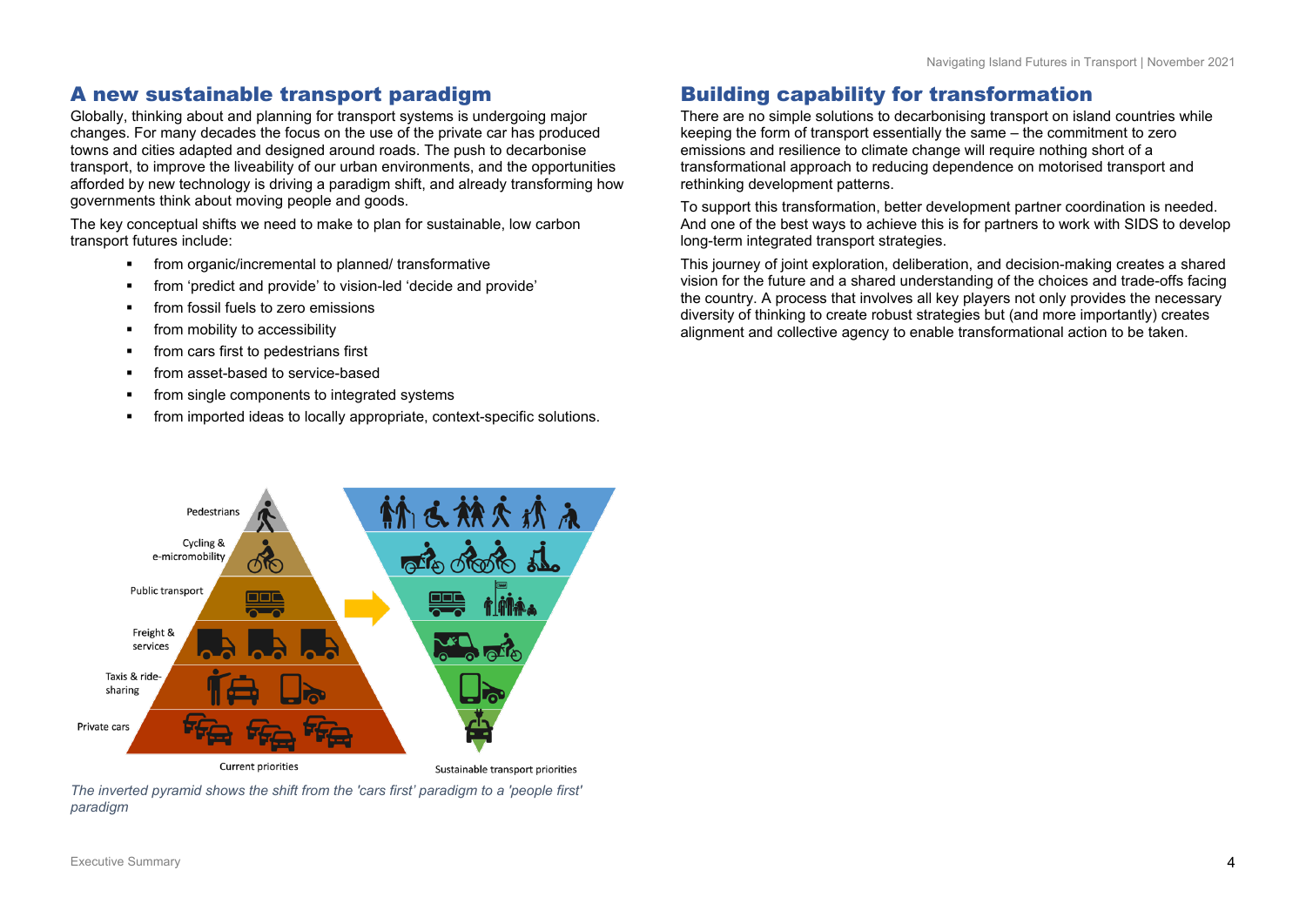## A new sustainable transport paradigm

Globally, thinking about and planning for transport systems is undergoing major changes. For many decades the focus on the use of the private car has produced towns and cities adapted and designed around roads. The push to decarbonise transport, to improve the liveability of our urban environments, and the opportunities afforded by new technology is driving a paradigm shift, and already transforming how governments think about moving people and goods.

The key conceptual shifts we need to make to plan for sustainable, low carbon transport futures include:

- from organic/incremental to planned/ transformative
- from 'predict and provide' to vision-led 'decide and provide'
- from fossil fuels to zero emissions
- from mobility to accessibility
- from cars first to pedestrians first
- from asset-based to service-based
- from single components to integrated systems
- from imported ideas to locally appropriate, context-specific solutions.

Pedestrians

Cycling & e-micromobility

Public transport

Freight & services

Taxis & ride-sharing

Private cars

Current priorities

Sustainable transport priorities

*The inverted pyramid shows the shift from the 'cars first' paradigm to a 'people first' paradigm*

## Building capability for transformation

There are no simple solutions to decarbonising transport on island countries while keeping the form of transport essentially the same – the commitment to zero emissions and resilience to climate change will require nothing short of a transformational approach to reducing dependence on motorised transport and rethinking development patterns.

To support this transformation, better development partner coordination is needed. And one of the best ways to achieve this is for partners to work with SIDS to develop long-term integrated transport strategies.

This journey of joint exploration, deliberation, and decision-making creates a shared vision for the future and a shared understanding of the choices and trade-offs facing the country. A process that involves all key players not only provides the necessary diversity of thinking to create robust strategies but (and more importantly) creates alignment and collective agency to enable transformational action to be taken.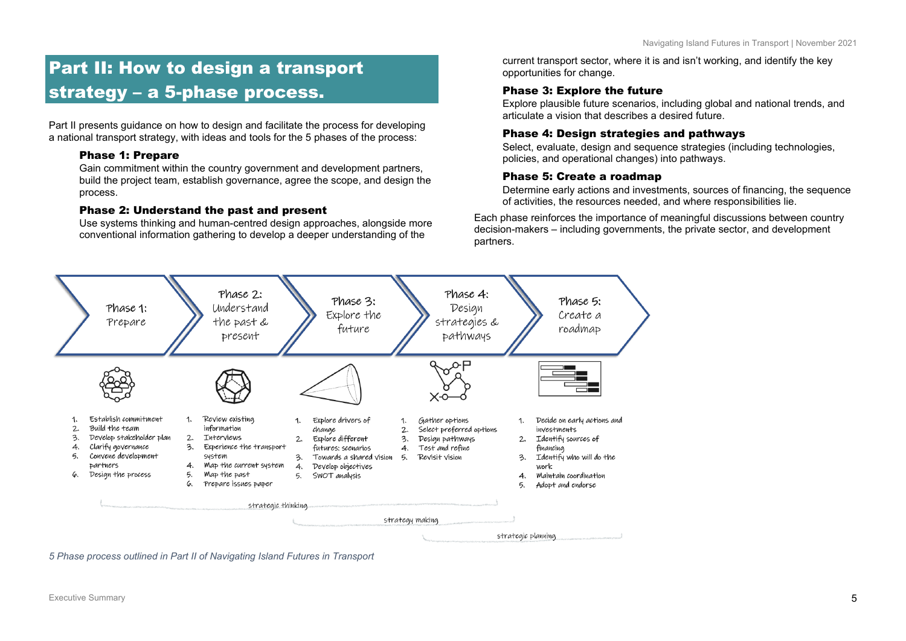# Part II: How to design a transport strategy – a 5-phase process.

Part II presents guidance on how to design and facilitate the process for developing a national transport strategy, with ideas and tools for the 5 phases of the process:

**Phase 1: Prepare**
Gain commitment within the country government and development partners, build the project team, establish governance, agree the scope, and design the process.

**Phase 2: Understand the past and present**
Use systems thinking and human-centred design approaches, alongside more conventional information gathering to develop a deeper understanding of the current transport sector, where it is and isn't working, and identify the key opportunities for change.

**Phase 3: Explore the future**
Explore plausible future scenarios, including global and national trends, and articulate a vision that describes a desired future.

**Phase 4: Design strategies and pathways**
Select, evaluate, design and sequence strategies (including technologies, policies, and operational changes) into pathways.

**Phase 5: Create a roadmap**
Determine early actions and investments, sources of financing, the sequence of activities, the resources needed, and where responsibilities lie.

Each phase reinforces the importance of meaningful discussions between country decision-makers – including governments, the private sector, and development partners.

Phase 1: Prepare

1. Establish commitment
2. Build the team
3. Develop stakeholder plan
4. Clarify governance
5. Convene development partners
6. Design the process

Phase 2: Understand the past & present

1. Review existing information
2. Interviews
3. Experience the transport system
4. Map the current system
5. Map the past
6. Prepare issues paper

Phase 3: Explore the future

1. Explore drivers of change
2. Explore different futures: scenarios
3. Towards a shared vision
4. Develop objectives
5. SWOT analysis

Phase 4: Design strategies & pathways

1. Gather options
2. Select preferred options
3. Design pathways
4. Test and refine
5. Revisit vision

Phase 5: Create a roadmap

1. Decide on early actions and investments
2. Identify sources of financing
3. Identify who will do the work
4. Maintain coordination
5. Adopt and endorse

strategic thinking

strategy making

strategic planning

*5 Phase process outlined in Part II of Navigating Island Futures in Transport*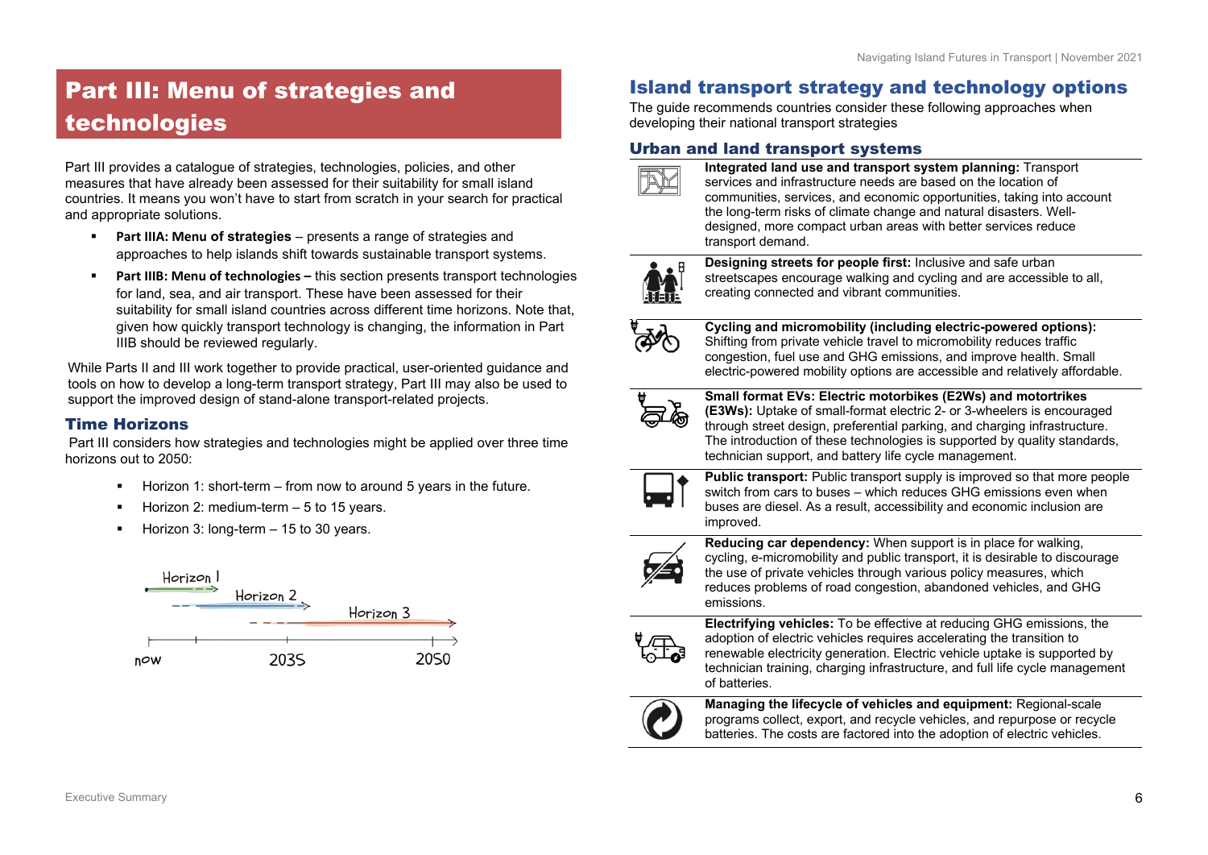# Part III: Menu of strategies and technologies

Part III provides a catalogue of strategies, technologies, policies, and other measures that have already been assessed for their suitability for small island countries. It means you won't have to start from scratch in your search for practical and appropriate solutions.

- **Part IIIA: Menu of strategies** – presents a range of strategies and approaches to help islands shift towards sustainable transport systems.
- **Part IIIB: Menu of technologies –** this section presents transport technologies for land, sea, and air transport. These have been assessed for their suitability for small island countries across different time horizons. Note that, given how quickly transport technology is changing, the information in Part IIIB should be reviewed regularly.

While Parts II and III work together to provide practical, user-oriented guidance and tools on how to develop a long-term transport strategy, Part III may also be used to support the improved design of stand-alone transport-related projects.

## Time Horizons

Part III considers how strategies and technologies might be applied over three time horizons out to 2050:

- Horizon 1: short-term – from now to around 5 years in the future.
- Horizon 2: medium-term – 5 to 15 years.
- Horizon 3: long-term – 15 to 30 years.

Horizon 1
Horizon 2
Horizon 3
now
2035
2050

# Island transport strategy and technology options

The guide recommends countries consider these following approaches when developing their national transport strategies

## Urban and land transport systems

**Integrated land use and transport system planning:** Transport services and infrastructure needs are based on the location of communities, services, and economic opportunities, taking into account the long-term risks of climate change and natural disasters. Well-designed, more compact urban areas with better services reduce transport demand.

**Designing streets for people first:** Inclusive and safe urban streetscapes encourage walking and cycling and are accessible to all, creating connected and vibrant communities.

**Cycling and micromobility (including electric-powered options):** Shifting from private vehicle travel to micromobility reduces traffic congestion, fuel use and GHG emissions, and improve health. Small electric-powered mobility options are accessible and relatively affordable.

**Small format EVs: Electric motorbikes (E2Ws) and motortrikes (E3Ws):** Uptake of small-format electric 2- or 3-wheelers is encouraged through street design, preferential parking, and charging infrastructure. The introduction of these technologies is supported by quality standards, technician support, and battery life cycle management.

**Public transport:** Public transport supply is improved so that more people switch from cars to buses – which reduces GHG emissions even when buses are diesel. As a result, accessibility and economic inclusion are improved.

**Reducing car dependency:** When support is in place for walking, cycling, e-micromobility and public transport, it is desirable to discourage the use of private vehicles through various policy measures, which reduces problems of road congestion, abandoned vehicles, and GHG emissions.

**Electrifying vehicles:** To be effective at reducing GHG emissions, the adoption of electric vehicles requires accelerating the transition to renewable electricity generation. Electric vehicle uptake is supported by technician training, charging infrastructure, and full life cycle management of batteries.

**Managing the lifecycle of vehicles and equipment:** Regional-scale programs collect, export, and recycle vehicles, and repurpose or recycle batteries. The costs are factored into the adoption of electric vehicles.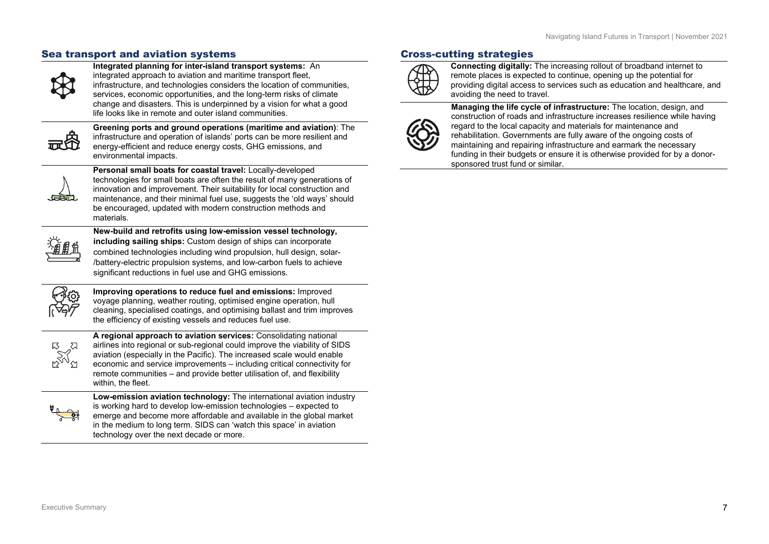## Sea transport and aviation systems

**Integrated planning for inter-island transport systems:** An integrated approach to aviation and maritime transport fleet, infrastructure, and technologies considers the location of communities, services, economic opportunities, and the long-term risks of climate change and disasters. This is underpinned by a vision for what a good life looks like in remote and outer island communities.

**Greening ports and ground operations (maritime and aviation)**: The infrastructure and operation of islands' ports can be more resilient and energy-efficient and reduce energy costs, GHG emissions, and environmental impacts.

**Personal small boats for coastal travel:** Locally-developed technologies for small boats are often the result of many generations of innovation and improvement. Their suitability for local construction and maintenance, and their minimal fuel use, suggests the 'old ways' should be encouraged, updated with modern construction methods and materials.

**New-build and retrofits using low-emission vessel technology, including sailing ships:** Custom design of ships can incorporate combined technologies including wind propulsion, hull design, solar-/battery-electric propulsion systems, and low-carbon fuels to achieve significant reductions in fuel use and GHG emissions.

**Improving operations to reduce fuel and emissions:** Improved voyage planning, weather routing, optimised engine operation, hull cleaning, specialised coatings, and optimising ballast and trim improves the efficiency of existing vessels and reduces fuel use.

**A regional approach to aviation services:** Consolidating national airlines into regional or sub-regional could improve the viability of SIDS aviation (especially in the Pacific). The increased scale would enable economic and service improvements – including critical connectivity for remote communities – and provide better utilisation of, and flexibility within, the fleet.

**Low-emission aviation technology:** The international aviation industry is working hard to develop low-emission technologies – expected to emerge and become more affordable and available in the global market in the medium to long term. SIDS can 'watch this space' in aviation technology over the next decade or more.

## Cross-cutting strategies

**Connecting digitally:** The increasing rollout of broadband internet to remote places is expected to continue, opening up the potential for providing digital access to services such as education and healthcare, and avoiding the need to travel.

**Managing the life cycle of infrastructure:** The location, design, and construction of roads and infrastructure increases resilience while having regard to the local capacity and materials for maintenance and rehabilitation. Governments are fully aware of the ongoing costs of maintaining and repairing infrastructure and earmark the necessary funding in their budgets or ensure it is otherwise provided for by a donor-sponsored trust fund or similar.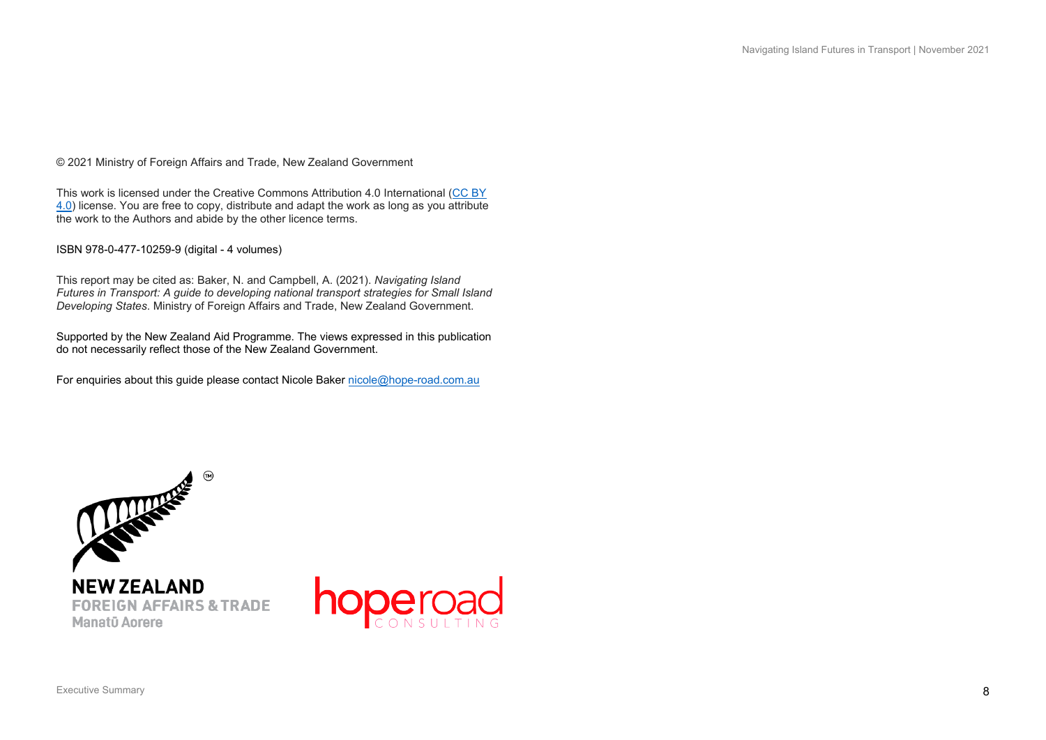© 2021 Ministry of Foreign Affairs and Trade, New Zealand Government

This work is licensed under the Creative Commons Attribution 4.0 International (CC BY 4.0) license. You are free to copy, distribute and adapt the work as long as you attribute the work to the Authors and abide by the other licence terms.

ISBN 978-0-477-10259-9 (digital - 4 volumes)

This report may be cited as: Baker, N. and Campbell, A. (2021). *Navigating Island Futures in Transport: A guide to developing national transport strategies for Small Island Developing States*. Ministry of Foreign Affairs and Trade, New Zealand Government.

Supported by the New Zealand Aid Programme. The views expressed in this publication do not necessarily reflect those of the New Zealand Government.

For enquiries about this guide please contact Nicole Baker nicole@hope-road.com.au

NEW ZEALAND
FOREIGN AFFAIRS & TRADE
Manatū Aorere

hoperoad
CONSULTING